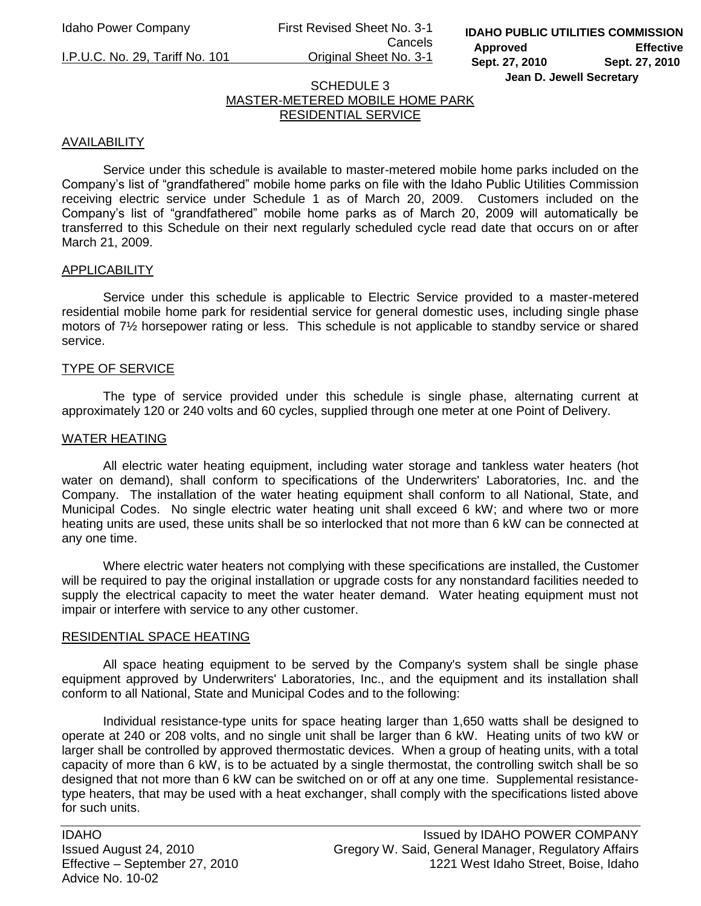# SCHEDULE 3
## MASTER-METERED MOBILE HOME PARK RESIDENTIAL SERVICE

### AVAILABILITY

Service under this schedule is available to master-metered mobile home parks included on the Company's list of "grandfathered" mobile home parks on file with the Idaho Public Utilities Commission receiving electric service under Schedule 1 as of March 20, 2009. Customers included on the Company's list of "grandfathered" mobile home parks as of March 20, 2009 will automatically be transferred to this Schedule on their next regularly scheduled cycle read date that occurs on or after March 21, 2009.

### APPLICABILITY

Service under this schedule is applicable to Electric Service provided to a master-metered residential mobile home park for residential service for general domestic uses, including single phase motors of 7½ horsepower rating or less. This schedule is not applicable to standby service or shared service.

### TYPE OF SERVICE

The type of service provided under this schedule is single phase, alternating current at approximately 120 or 240 volts and 60 cycles, supplied through one meter at one Point of Delivery.

### WATER HEATING

All electric water heating equipment, including water storage and tankless water heaters (hot water on demand), shall conform to specifications of the Underwriters' Laboratories, Inc. and the Company. The installation of the water heating equipment shall conform to all National, State, and Municipal Codes. No single electric water heating unit shall exceed 6 kW; and where two or more heating units are used, these units shall be so interlocked that not more than 6 kW can be connected at any one time.

Where electric water heaters not complying with these specifications are installed, the Customer will be required to pay the original installation or upgrade costs for any nonstandard facilities needed to supply the electrical capacity to meet the water heater demand. Water heating equipment must not impair or interfere with service to any other customer.

### RESIDENTIAL SPACE HEATING

All space heating equipment to be served by the Company's system shall be single phase equipment approved by Underwriters' Laboratories, Inc., and the equipment and its installation shall conform to all National, State and Municipal Codes and to the following:

Individual resistance-type units for space heating larger than 1,650 watts shall be designed to operate at 240 or 208 volts, and no single unit shall be larger than 6 kW. Heating units of two kW or larger shall be controlled by approved thermostatic devices. When a group of heating units, with a total capacity of more than 6 kW, is to be actuated by a single thermostat, the controlling switch shall be so designed that not more than 6 kW can be switched on or off at any one time. Supplemental resistance-type heaters, that may be used with a heat exchanger, shall comply with the specifications listed above for such units.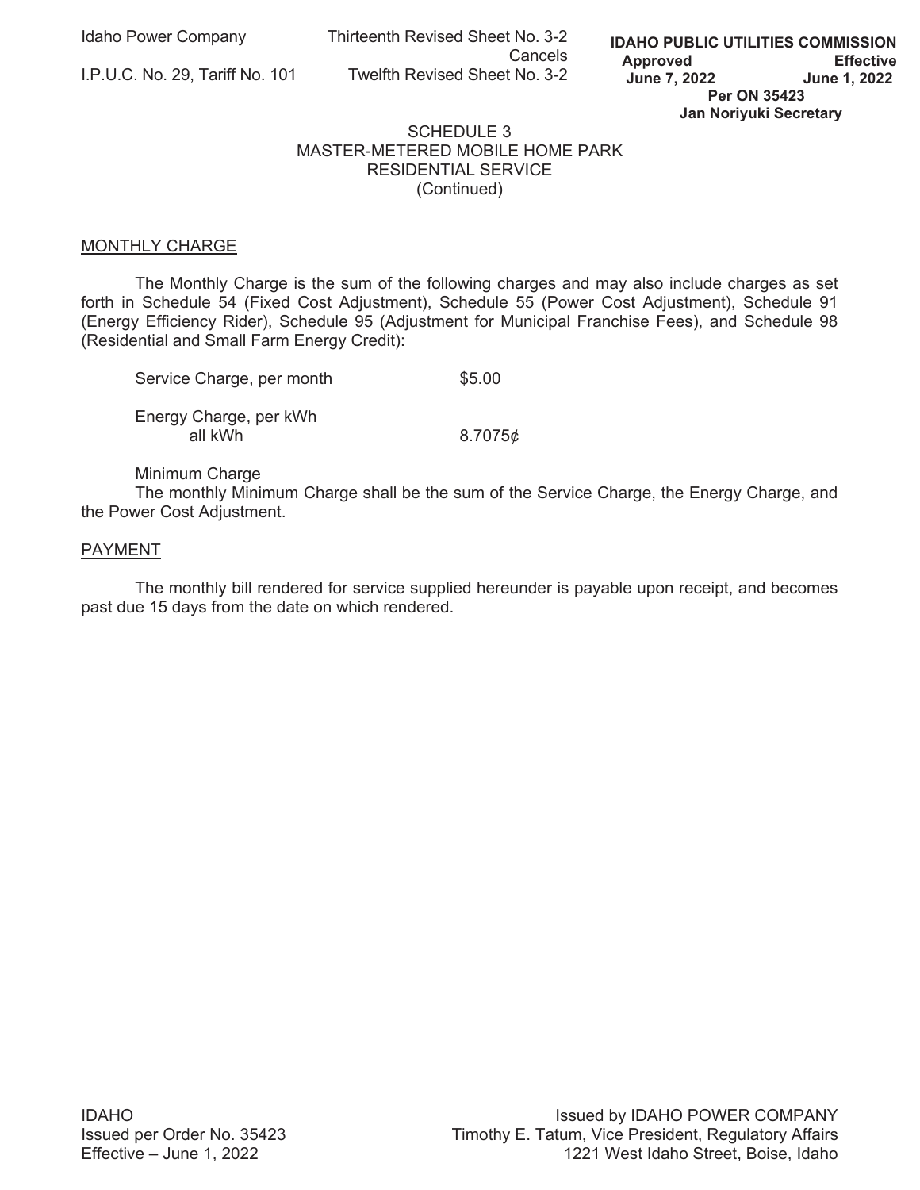SCHEDULE 3
MASTER-METERED MOBILE HOME PARK
RESIDENTIAL SERVICE
(Continued)

## MONTHLY CHARGE

The Monthly Charge is the sum of the following charges and may also include charges as set forth in Schedule 54 (Fixed Cost Adjustment), Schedule 55 (Power Cost Adjustment), Schedule 91 (Energy Efficiency Rider), Schedule 95 (Adjustment for Municipal Franchise Fees), and Schedule 98 (Residential and Small Farm Energy Credit):

| | |
|---|---|
| Service Charge, per month | $5.00 |
| Energy Charge, per kWh<br>all kWh | 8.7075¢ |

### Minimum Charge

The monthly Minimum Charge shall be the sum of the Service Charge, the Energy Charge, and the Power Cost Adjustment.

## PAYMENT

The monthly bill rendered for service supplied hereunder is payable upon receipt, and becomes past due 15 days from the date on which rendered.